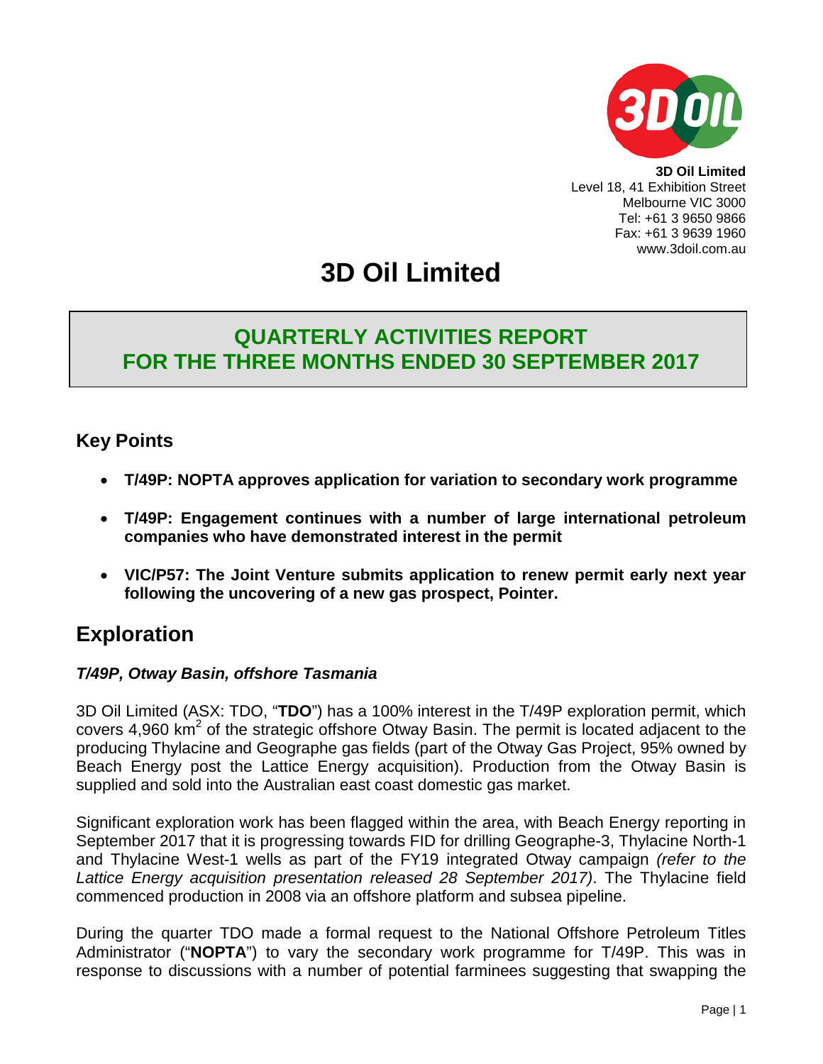**3D Oil Limited**
Level 18, 41 Exhibition Street
Melbourne VIC 3000
Tel: +61 3 9650 9866
Fax: +61 3 9639 1960
www.3doil.com.au

# 3D Oil Limited

## QUARTERLY ACTIVITIES REPORT FOR THE THREE MONTHS ENDED 30 SEPTEMBER 2017

### Key Points

- **T/49P: NOPTA approves application for variation to secondary work programme**
- **T/49P: Engagement continues with a number of large international petroleum companies who have demonstrated interest in the permit**
- **VIC/P57: The Joint Venture submits application to renew permit early next year following the uncovering of a new gas prospect, Pointer.**

## Exploration

### *T/49P, Otway Basin, offshore Tasmania*

3D Oil Limited (ASX: TDO, "**TDO**") has a 100% interest in the T/49P exploration permit, which covers 4,960 km$^2$ of the strategic offshore Otway Basin. The permit is located adjacent to the producing Thylacine and Geographe gas fields (part of the Otway Gas Project, 95% owned by Beach Energy post the Lattice Energy acquisition). Production from the Otway Basin is supplied and sold into the Australian east coast domestic gas market.

Significant exploration work has been flagged within the area, with Beach Energy reporting in September 2017 that it is progressing towards FID for drilling Geographe-3, Thylacine North-1 and Thylacine West-1 wells as part of the FY19 integrated Otway campaign *(refer to the Lattice Energy acquisition presentation released 28 September 2017)*. The Thylacine field commenced production in 2008 via an offshore platform and subsea pipeline.

During the quarter TDO made a formal request to the National Offshore Petroleum Titles Administrator ("**NOPTA**") to vary the secondary work programme for T/49P. This was in response to discussions with a number of potential farminees suggesting that swapping the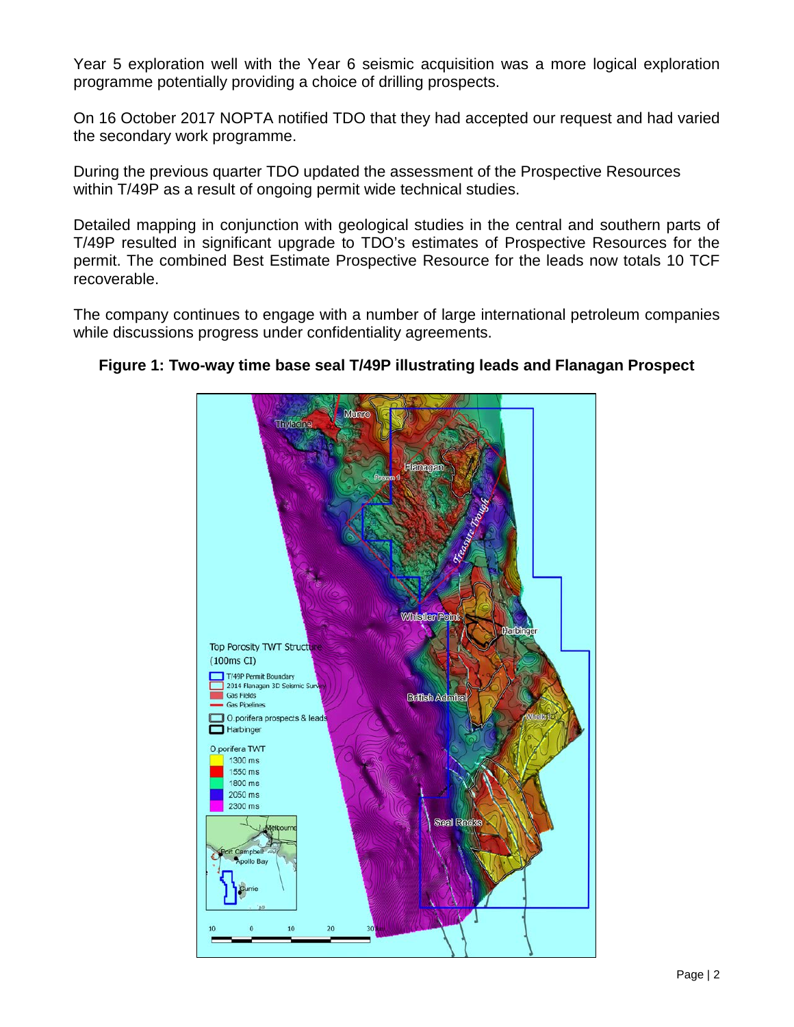Year 5 exploration well with the Year 6 seismic acquisition was a more logical exploration programme potentially providing a choice of drilling prospects.

On 16 October 2017 NOPTA notified TDO that they had accepted our request and had varied the secondary work programme.

During the previous quarter TDO updated the assessment of the Prospective Resources within T/49P as a result of ongoing permit wide technical studies.

Detailed mapping in conjunction with geological studies in the central and southern parts of T/49P resulted in significant upgrade to TDO's estimates of Prospective Resources for the permit. The combined Best Estimate Prospective Resource for the leads now totals 10 TCF recoverable.

The company continues to engage with a number of large international petroleum companies while discussions progress under confidentiality agreements.

**Figure 1: Two-way time base seal T/49P illustrating leads and Flanagan Prospect**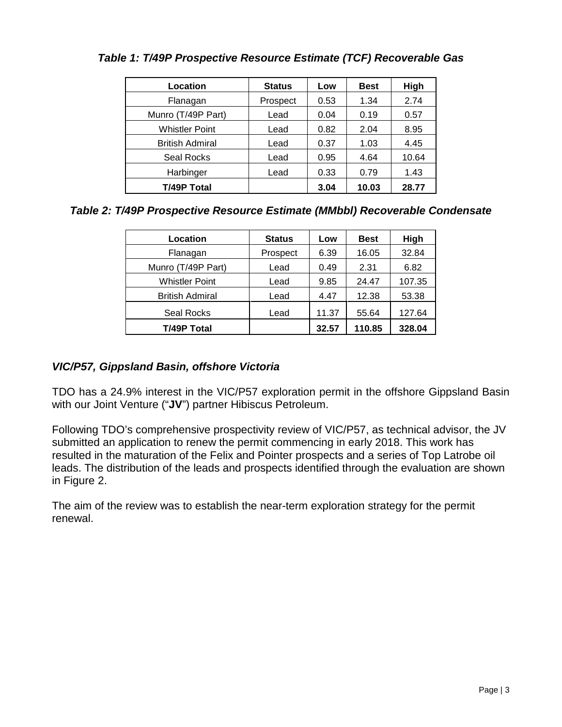***Table 1: T/49P Prospective Resource Estimate (TCF) Recoverable Gas***

| Location | Status | Low | Best | High |
|---|---|---|---|---|
| Flanagan | Prospect | 0.53 | 1.34 | 2.74 |
| Munro (T/49P Part) | Lead | 0.04 | 0.19 | 0.57 |
| Whistler Point | Lead | 0.82 | 2.04 | 8.95 |
| British Admiral | Lead | 0.37 | 1.03 | 4.45 |
| Seal Rocks | Lead | 0.95 | 4.64 | 10.64 |
| Harbinger | Lead | 0.33 | 0.79 | 1.43 |
| **T/49P Total** | | **3.04** | **10.03** | **28.77** |

***Table 2: T/49P Prospective Resource Estimate (MMbbl) Recoverable Condensate***

| Location | Status | Low | Best | High |
|---|---|---|---|---|
| Flanagan | Prospect | 6.39 | 16.05 | 32.84 |
| Munro (T/49P Part) | Lead | 0.49 | 2.31 | 6.82 |
| Whistler Point | Lead | 9.85 | 24.47 | 107.35 |
| British Admiral | Lead | 4.47 | 12.38 | 53.38 |
| Seal Rocks | Lead | 11.37 | 55.64 | 127.64 |
| **T/49P Total** | | **32.57** | **110.85** | **328.04** |

### *VIC/P57, Gippsland Basin, offshore Victoria*

TDO has a 24.9% interest in the VIC/P57 exploration permit in the offshore Gippsland Basin with our Joint Venture ("**JV**") partner Hibiscus Petroleum.

Following TDO's comprehensive prospectivity review of VIC/P57, as technical advisor, the JV submitted an application to renew the permit commencing in early 2018. This work has resulted in the maturation of the Felix and Pointer prospects and a series of Top Latrobe oil leads. The distribution of the leads and prospects identified through the evaluation are shown in Figure 2.

The aim of the review was to establish the near-term exploration strategy for the permit renewal.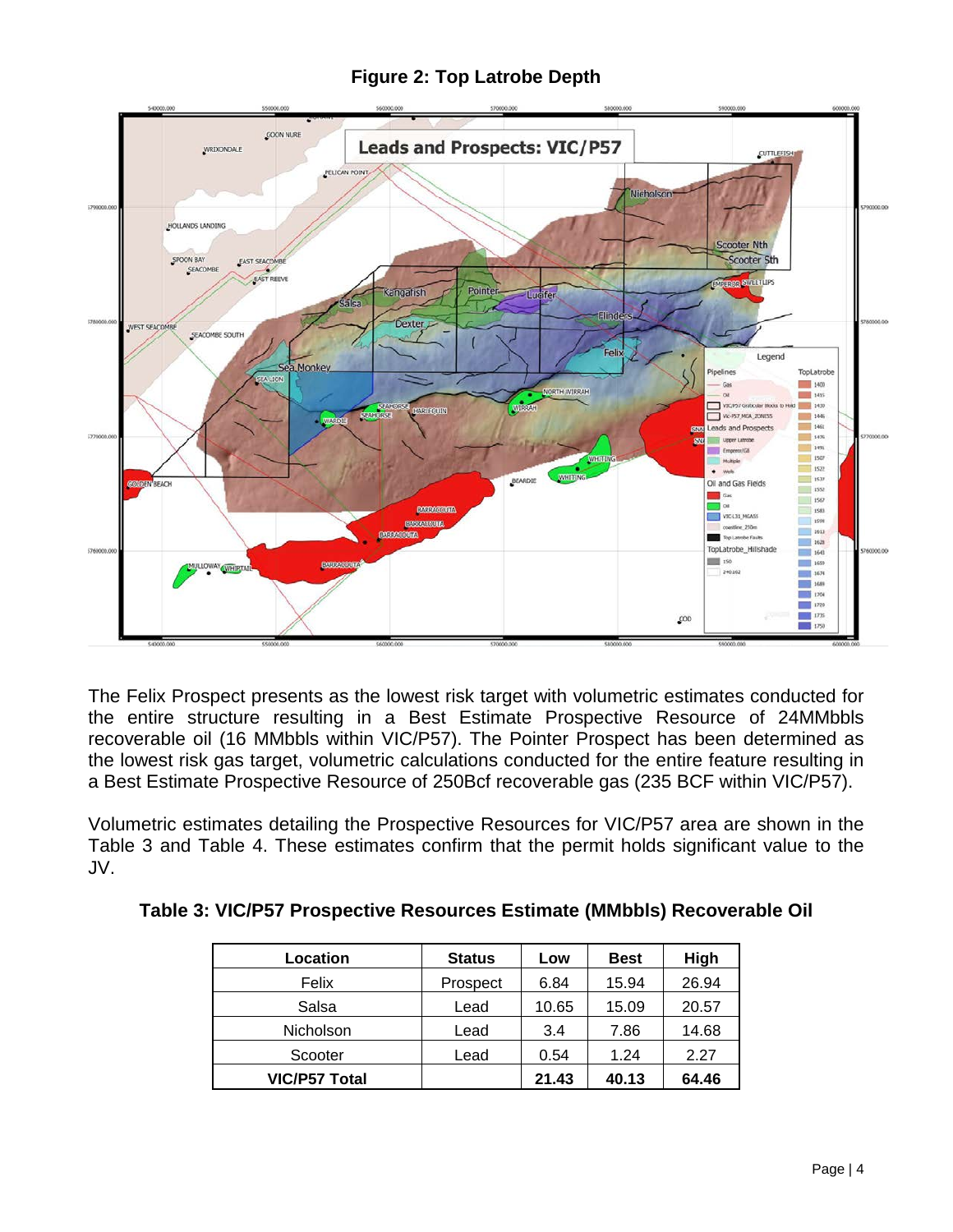**Figure 2: Top Latrobe Depth**

The Felix Prospect presents as the lowest risk target with volumetric estimates conducted for the entire structure resulting in a Best Estimate Prospective Resource of 24MMbbls recoverable oil (16 MMbbls within VIC/P57). The Pointer Prospect has been determined as the lowest risk gas target, volumetric calculations conducted for the entire feature resulting in a Best Estimate Prospective Resource of 250Bcf recoverable gas (235 BCF within VIC/P57).

Volumetric estimates detailing the Prospective Resources for VIC/P57 area are shown in the Table 3 and Table 4. These estimates confirm that the permit holds significant value to the JV.

**Table 3: VIC/P57 Prospective Resources Estimate (MMbbls) Recoverable Oil**

| Location | Status | Low | Best | High |
|---|---|---|---|---|
| Felix | Prospect | 6.84 | 15.94 | 26.94 |
| Salsa | Lead | 10.65 | 15.09 | 20.57 |
| Nicholson | Lead | 3.4 | 7.86 | 14.68 |
| Scooter | Lead | 0.54 | 1.24 | 2.27 |
| **VIC/P57 Total** | | **21.43** | **40.13** | **64.46** |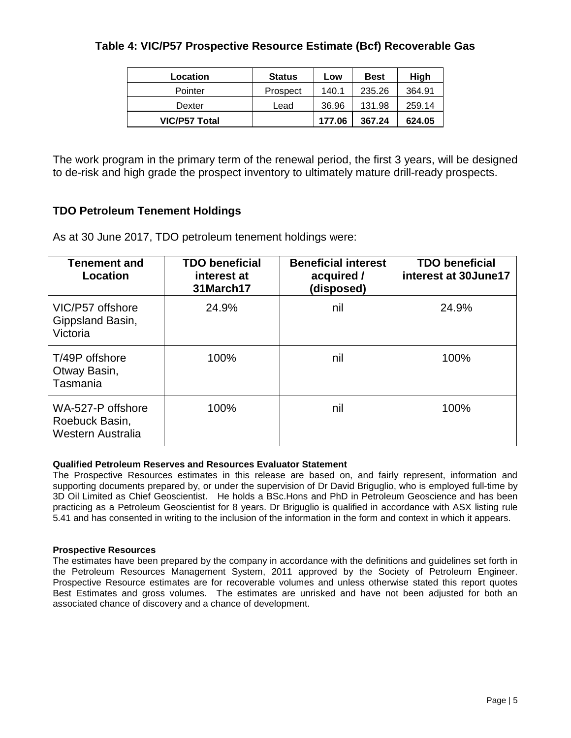### Table 4: VIC/P57 Prospective Resource Estimate (Bcf) Recoverable Gas

| Location | Status | Low | Best | High |
|---|---|---|---|---|
| Pointer | Prospect | 140.1 | 235.26 | 364.91 |
| Dexter | Lead | 36.96 | 131.98 | 259.14 |
| **VIC/P57 Total** | | **177.06** | **367.24** | **624.05** |

The work program in the primary term of the renewal period, the first 3 years, will be designed to de-risk and high grade the prospect inventory to ultimately mature drill-ready prospects.

## TDO Petroleum Tenement Holdings

As at 30 June 2017, TDO petroleum tenement holdings were:

| Tenement and Location | TDO beneficial interest at 31March17 | Beneficial interest acquired / (disposed) | TDO beneficial interest at 30June17 |
|---|---|---|---|
| VIC/P57 offshore Gippsland Basin, Victoria | 24.9% | nil | 24.9% |
| T/49P offshore Otway Basin, Tasmania | 100% | nil | 100% |
| WA-527-P offshore Roebuck Basin, Western Australia | 100% | nil | 100% |

**Qualified Petroleum Reserves and Resources Evaluator Statement**

The Prospective Resources estimates in this release are based on, and fairly represent, information and supporting documents prepared by, or under the supervision of Dr David Briguglio, who is employed full-time by 3D Oil Limited as Chief Geoscientist. He holds a BSc.Hons and PhD in Petroleum Geoscience and has been practicing as a Petroleum Geoscientist for 8 years. Dr Briguglio is qualified in accordance with ASX listing rule 5.41 and has consented in writing to the inclusion of the information in the form and context in which it appears.

**Prospective Resources**

The estimates have been prepared by the company in accordance with the definitions and guidelines set forth in the Petroleum Resources Management System, 2011 approved by the Society of Petroleum Engineer. Prospective Resource estimates are for recoverable volumes and unless otherwise stated this report quotes Best Estimates and gross volumes. The estimates are unrisked and have not been adjusted for both an associated chance of discovery and a chance of development.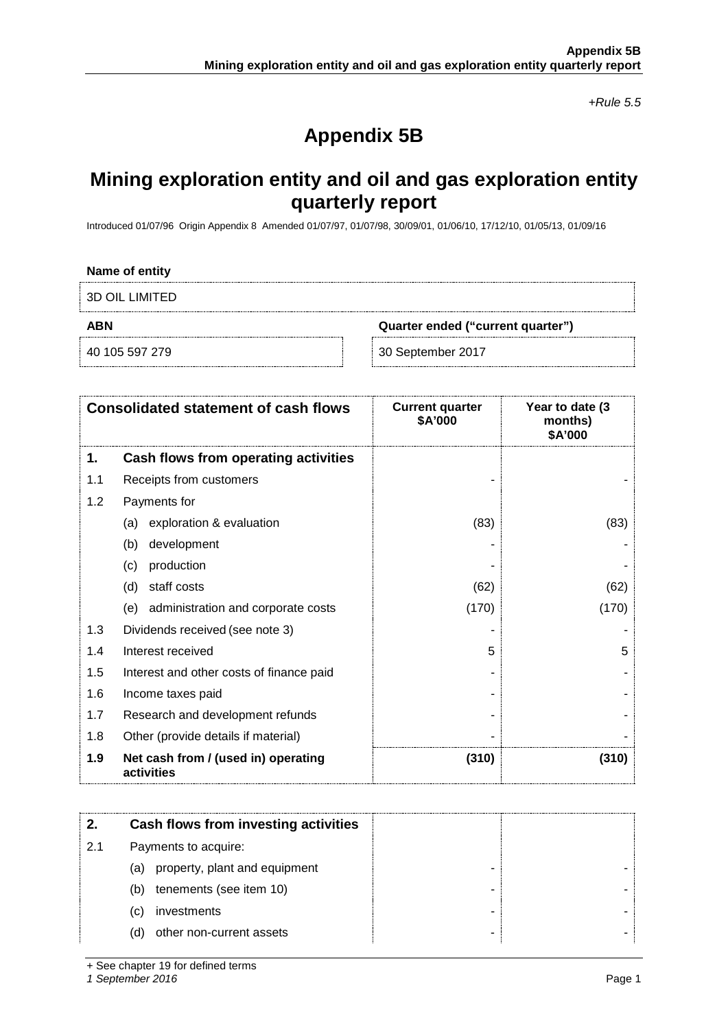*+Rule 5.5*

# Appendix 5B

## Mining exploration entity and oil and gas exploration entity quarterly report

Introduced 01/07/96 Origin Appendix 8 Amended 01/07/97, 01/07/98, 30/09/01, 01/06/10, 17/12/10, 01/05/13, 01/09/16

**Name of entity**

3D OIL LIMITED

| **ABN** | **Quarter ended ("current quarter")** |
|---|---|
| 40 105 597 279 | 30 September 2017 |

| **Consolidated statement of cash flows** | | **Current quarter $A'000** | **Year to date (3 months) $A'000** |
|---|---|---|---|
| **1.** | **Cash flows from operating activities** | | |
| 1.1 | Receipts from customers | - | - |
| 1.2 | Payments for | | |
| | (a) exploration & evaluation | (83) | (83) |
| | (b) development | - | - |
| | (c) production | - | - |
| | (d) staff costs | (62) | (62) |
| | (e) administration and corporate costs | (170) | (170) |
| 1.3 | Dividends received (see note 3) | - | - |
| 1.4 | Interest received | 5 | 5 |
| 1.5 | Interest and other costs of finance paid | - | - |
| 1.6 | Income taxes paid | - | - |
| 1.7 | Research and development refunds | - | - |
| 1.8 | Other (provide details if material) | - | - |
| **1.9** | **Net cash from / (used in) operating activities** | **(310)** | **(310)** |

| **2.** | **Cash flows from investing activities** | | |
|---|---|---|---|
| 2.1 | Payments to acquire: | | |
| | (a) property, plant and equipment | - | - |
| | (b) tenements (see item 10) | - | - |
| | (c) investments | - | - |
| | (d) other non-current assets | - | - |

+ See chapter 19 for defined terms

*1 September 2016*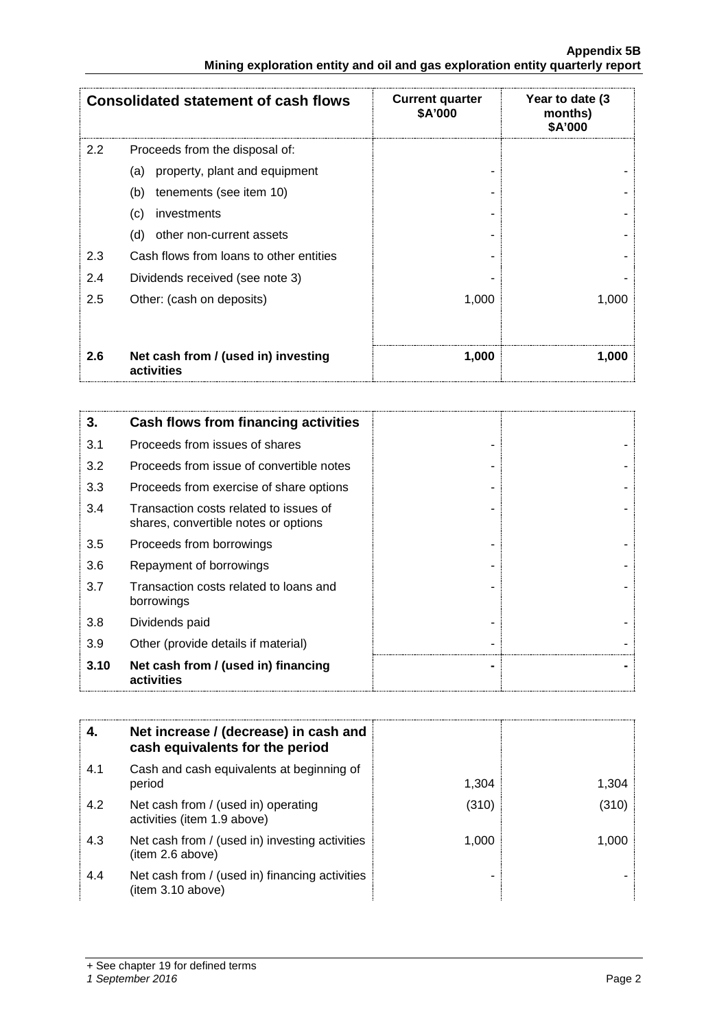| Consolidated statement of cash flows | | Current quarter $A'000 | Year to date (3 months) $A'000 |
|---|---|---|---|
| 2.2 | Proceeds from the disposal of: | | |
| | (a) property, plant and equipment | - | - |
| | (b) tenements (see item 10) | - | - |
| | (c) investments | - | - |
| | (d) other non-current assets | - | - |
| 2.3 | Cash flows from loans to other entities | - | - |
| 2.4 | Dividends received (see note 3) | - | - |
| 2.5 | Other: (cash on deposits) | 1,000 | 1,000 |
| **2.6** | **Net cash from / (used in) investing activities** | **1,000** | **1,000** |

| **3.** | **Cash flows from financing activities** | | |
|---|---|---|---|
| 3.1 | Proceeds from issues of shares | - | - |
| 3.2 | Proceeds from issue of convertible notes | - | - |
| 3.3 | Proceeds from exercise of share options | - | - |
| 3.4 | Transaction costs related to issues of shares, convertible notes or options | - | - |
| 3.5 | Proceeds from borrowings | - | - |
| 3.6 | Repayment of borrowings | - | - |
| 3.7 | Transaction costs related to loans and borrowings | - | - |
| 3.8 | Dividends paid | - | - |
| 3.9 | Other (provide details if material) | - | - |
| **3.10** | **Net cash from / (used in) financing activities** | **-** | **-** |

| **4.** | **Net increase / (decrease) in cash and cash equivalents for the period** | | |
|---|---|---|---|
| 4.1 | Cash and cash equivalents at beginning of period | 1,304 | 1,304 |
| 4.2 | Net cash from / (used in) operating activities (item 1.9 above) | (310) | (310) |
| 4.3 | Net cash from / (used in) investing activities (item 2.6 above) | 1,000 | 1,000 |
| 4.4 | Net cash from / (used in) financing activities (item 3.10 above) | - | - |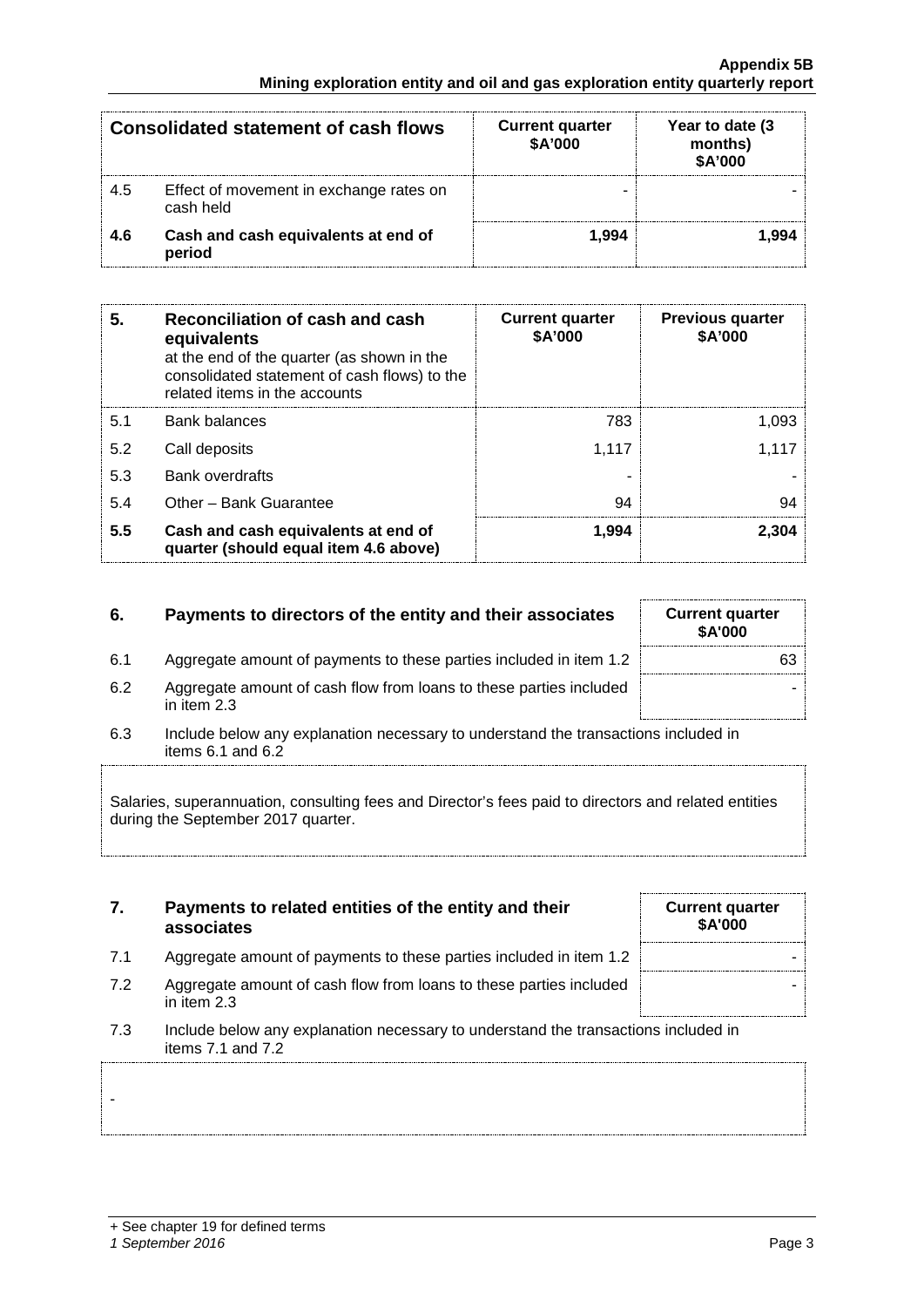| Consolidated statement of cash flows | | Current quarter \$A'000 | Year to date (3 months) \$A'000 |
|---|---|---|---|
| 4.5 | Effect of movement in exchange rates on cash held | - | - |
| **4.6** | **Cash and cash equivalents at end of period** | **1,994** | **1,994** |

| **5.** | **Reconciliation of cash and cash equivalents** at the end of the quarter (as shown in the consolidated statement of cash flows) to the related items in the accounts | **Current quarter \$A'000** | **Previous quarter \$A'000** |
|---|---|---|---|
| 5.1 | Bank balances | 783 | 1,093 |
| 5.2 | Call deposits | 1,117 | 1,117 |
| 5.3 | Bank overdrafts | - | - |
| 5.4 | Other – Bank Guarantee | 94 | 94 |
| **5.5** | **Cash and cash equivalents at end of quarter (should equal item 4.6 above)** | **1,994** | **2,304** |

| **6.** | **Payments to directors of the entity and their associates** | **Current quarter \$A'000** |
|---|---|---|
| 6.1 | Aggregate amount of payments to these parties included in item 1.2 | 63 |
| 6.2 | Aggregate amount of cash flow from loans to these parties included in item 2.3 | - |

6.3 Include below any explanation necessary to understand the transactions included in items 6.1 and 6.2

Salaries, superannuation, consulting fees and Director's fees paid to directors and related entities during the September 2017 quarter.

| **7.** | **Payments to related entities of the entity and their associates** | **Current quarter \$A'000** |
|---|---|---|
| 7.1 | Aggregate amount of payments to these parties included in item 1.2 | - |
| 7.2 | Aggregate amount of cash flow from loans to these parties included in item 2.3 | - |

7.3 Include below any explanation necessary to understand the transactions included in items 7.1 and 7.2

-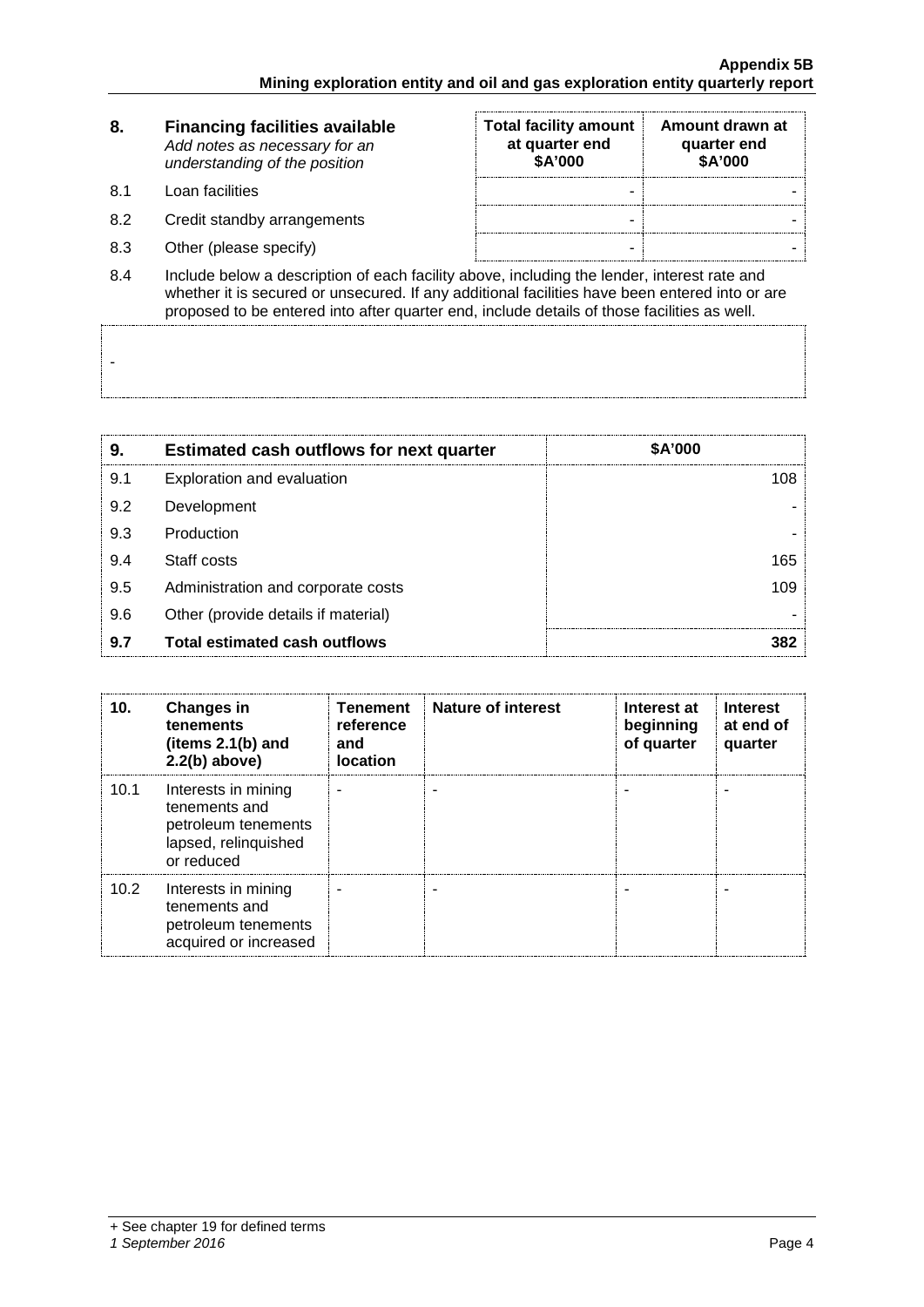| 8. | **Financing facilities available** *Add notes as necessary for an understanding of the position* | **Total facility amount at quarter end $A'000** | **Amount drawn at quarter end $A'000** |
|---|---|---|---|
| 8.1 | Loan facilities | - | - |
| 8.2 | Credit standby arrangements | - | - |
| 8.3 | Other (please specify) | - | - |

8.4 Include below a description of each facility above, including the lender, interest rate and whether it is secured or unsecured. If any additional facilities have been entered into or are proposed to be entered into after quarter end, include details of those facilities as well.

-

| 9. | **Estimated cash outflows for next quarter** | **$A'000** |
|---|---|---|
| 9.1 | Exploration and evaluation | 108 |
| 9.2 | Development | - |
| 9.3 | Production | - |
| 9.4 | Staff costs | 165 |
| 9.5 | Administration and corporate costs | 109 |
| 9.6 | Other (provide details if material) | - |
| **9.7** | **Total estimated cash outflows** | **382** |

| 10. | **Changes in tenements (items 2.1(b) and 2.2(b) above)** | **Tenement reference and location** | **Nature of interest** | **Interest at beginning of quarter** | **Interest at end of quarter** |
|---|---|---|---|---|---|
| 10.1 | Interests in mining tenements and petroleum tenements lapsed, relinquished or reduced | - | - | - | - |
| 10.2 | Interests in mining tenements and petroleum tenements acquired or increased | - | - | - | - |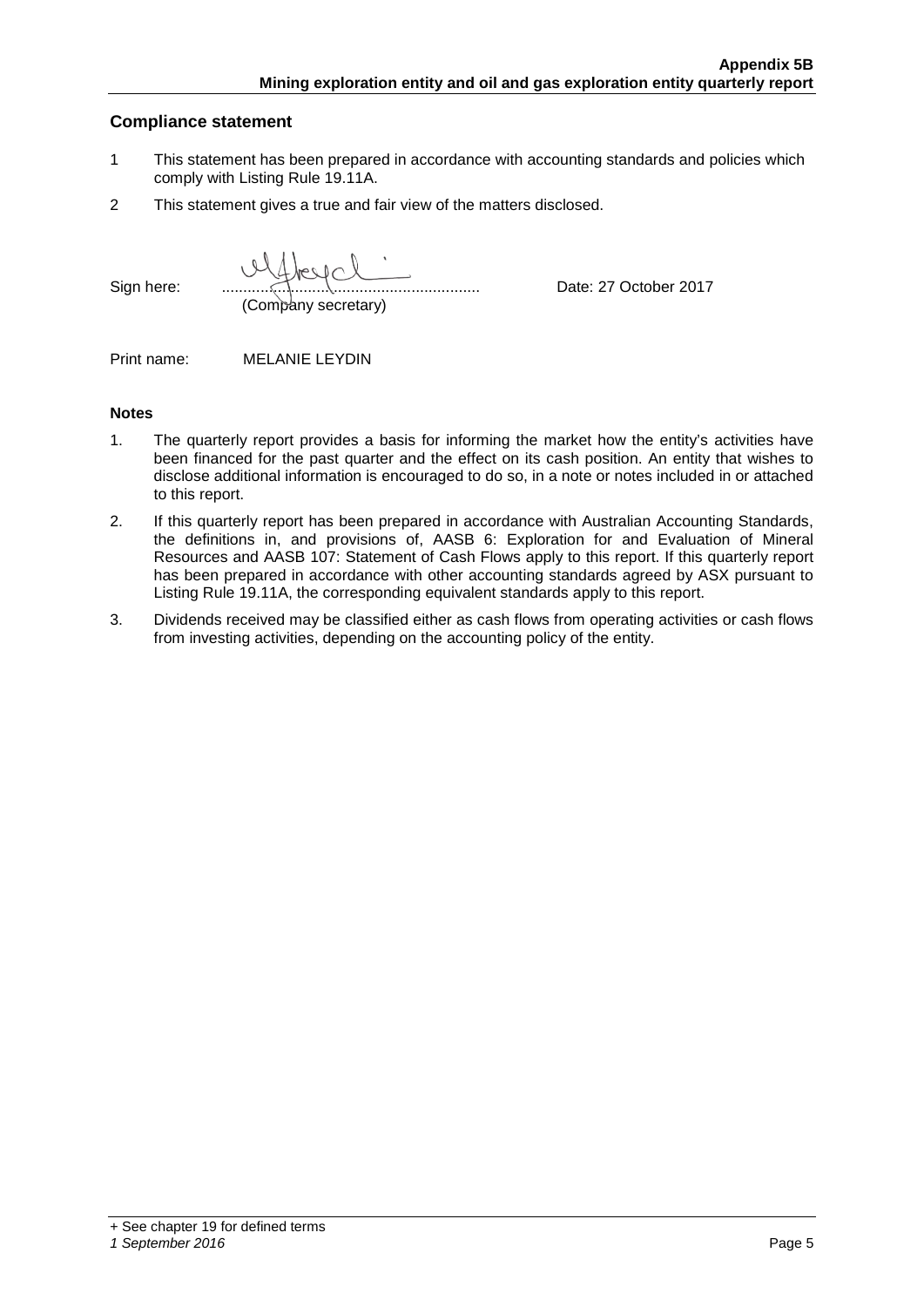## Compliance statement

1. This statement has been prepared in accordance with accounting standards and policies which comply with Listing Rule 19.11A.
2. This statement gives a true and fair view of the matters disclosed.

Sign here: ............................................................ Date: 27 October 2017
(Company secretary)

Print name: MELANIE LEYDIN

### Notes

1. The quarterly report provides a basis for informing the market how the entity's activities have been financed for the past quarter and the effect on its cash position. An entity that wishes to disclose additional information is encouraged to do so, in a note or notes included in or attached to this report.
2. If this quarterly report has been prepared in accordance with Australian Accounting Standards, the definitions in, and provisions of, AASB 6: Exploration for and Evaluation of Mineral Resources and AASB 107: Statement of Cash Flows apply to this report. If this quarterly report has been prepared in accordance with other accounting standards agreed by ASX pursuant to Listing Rule 19.11A, the corresponding equivalent standards apply to this report.
3. Dividends received may be classified either as cash flows from operating activities or cash flows from investing activities, depending on the accounting policy of the entity.

+ See chapter 19 for defined terms